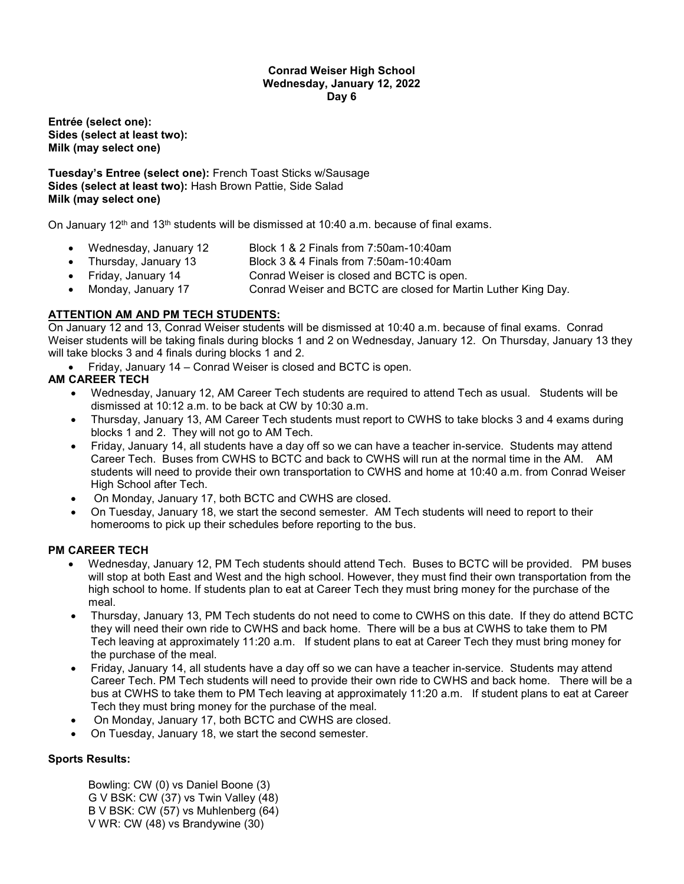**Conrad Weiser High School**
**Wednesday, January 12, 2022**
**Day 6**

**Entrée (select one):**
**Sides (select at least two):**
**Milk (may select one)**

**Tuesday's Entree (select one):** French Toast Sticks w/Sausage
**Sides (select at least two):** Hash Brown Pattie, Side Salad
**Milk (may select one)**

On January 12th and 13th students will be dismissed at 10:40 a.m. because of final exams.

- Wednesday, January 12 — Block 1 & 2 Finals from 7:50am-10:40am
- Thursday, January 13 — Block 3 & 4 Finals from 7:50am-10:40am
- Friday, January 14 — Conrad Weiser is closed and BCTC is open.
- Monday, January 17 — Conrad Weiser and BCTC are closed for Martin Luther King Day.

**ATTENTION AM AND PM TECH STUDENTS:**

On January 12 and 13, Conrad Weiser students will be dismissed at 10:40 a.m. because of final exams. Conrad Weiser students will be taking finals during blocks 1 and 2 on Wednesday, January 12. On Thursday, January 13 they will take blocks 3 and 4 finals during blocks 1 and 2.

- Friday, January 14 – Conrad Weiser is closed and BCTC is open.

**AM CAREER TECH**

- Wednesday, January 12, AM Career Tech students are required to attend Tech as usual. Students will be dismissed at 10:12 a.m. to be back at CW by 10:30 a.m.
- Thursday, January 13, AM Career Tech students must report to CWHS to take blocks 3 and 4 exams during blocks 1 and 2. They will not go to AM Tech.
- Friday, January 14, all students have a day off so we can have a teacher in-service. Students may attend Career Tech. Buses from CWHS to BCTC and back to CWHS will run at the normal time in the AM. AM students will need to provide their own transportation to CWHS and home at 10:40 a.m. from Conrad Weiser High School after Tech.
- On Monday, January 17, both BCTC and CWHS are closed.
- On Tuesday, January 18, we start the second semester. AM Tech students will need to report to their homerooms to pick up their schedules before reporting to the bus.

**PM CAREER TECH**

- Wednesday, January 12, PM Tech students should attend Tech. Buses to BCTC will be provided. PM buses will stop at both East and West and the high school. However, they must find their own transportation from the high school to home. If students plan to eat at Career Tech they must bring money for the purchase of the meal.
- Thursday, January 13, PM Tech students do not need to come to CWHS on this date. If they do attend BCTC they will need their own ride to CWHS and back home. There will be a bus at CWHS to take them to PM Tech leaving at approximately 11:20 a.m. If student plans to eat at Career Tech they must bring money for the purchase of the meal.
- Friday, January 14, all students have a day off so we can have a teacher in-service. Students may attend Career Tech. PM Tech students will need to provide their own ride to CWHS and back home. There will be a bus at CWHS to take them to PM Tech leaving at approximately 11:20 a.m. If student plans to eat at Career Tech they must bring money for the purchase of the meal.
- On Monday, January 17, both BCTC and CWHS are closed.
- On Tuesday, January 18, we start the second semester.

**Sports Results:**

Bowling: CW (0) vs Daniel Boone (3)
G V BSK: CW (37) vs Twin Valley (48)
B V BSK: CW (57) vs Muhlenberg (64)
V WR: CW (48) vs Brandywine (30)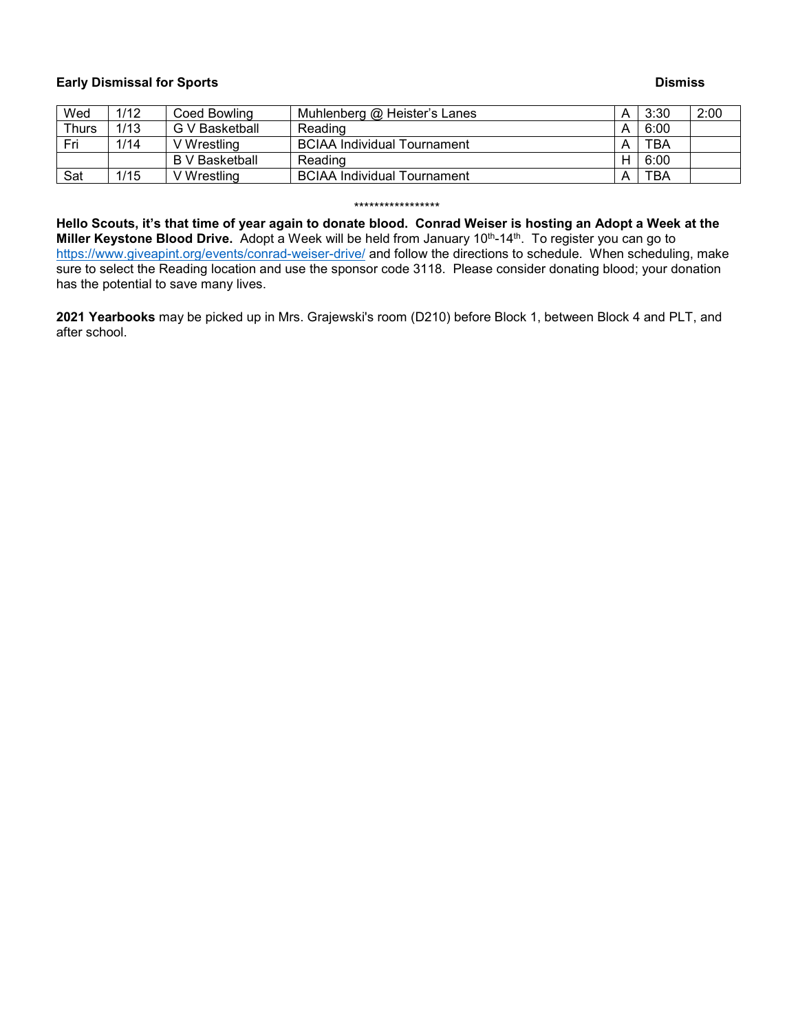**Early Dismissal for Sports** **Dismiss**

| | | | | | | |
|---|---|---|---|---|---|---|
| Wed | 1/12 | Coed Bowling | Muhlenberg @ Heister's Lanes | A | 3:30 | 2:00 |
| Thurs | 1/13 | G V Basketball | Reading | A | 6:00 | |
| Fri | 1/14 | V Wrestling | BCIAA Individual Tournament | A | TBA | |
| | | B V Basketball | Reading | H | 6:00 | |
| Sat | 1/15 | V Wrestling | BCIAA Individual Tournament | A | TBA | |

*****************

**Hello Scouts, it's that time of year again to donate blood. Conrad Weiser is hosting an Adopt a Week at the Miller Keystone Blood Drive.** Adopt a Week will be held from January 10th-14th. To register you can go to https://www.giveapint.org/events/conrad-weiser-drive/ and follow the directions to schedule. When scheduling, make sure to select the Reading location and use the sponsor code 3118. Please consider donating blood; your donation has the potential to save many lives.

**2021 Yearbooks** may be picked up in Mrs. Grajewski's room (D210) before Block 1, between Block 4 and PLT, and after school.